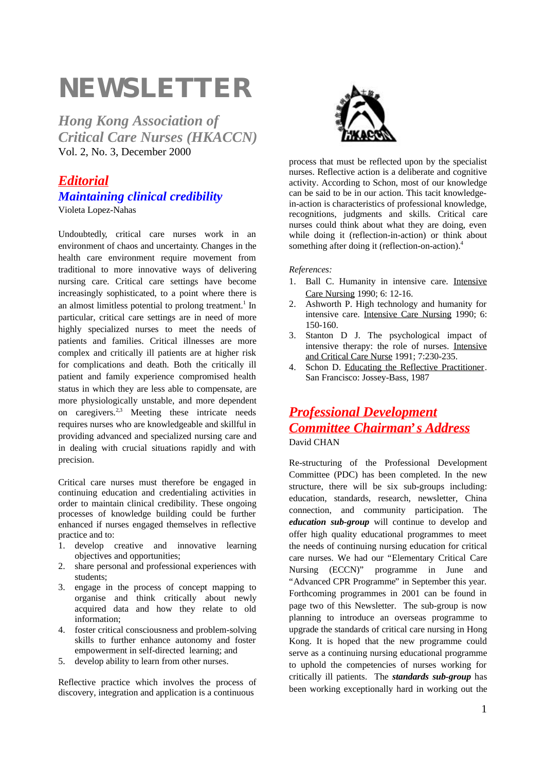# NEWSLETTER

*Hong Kong Association of Critical Care Nurses (HKACCN)*
Vol. 2, No. 3, December 2000

## Editorial

### Maintaining clinical credibility

Violeta Lopez-Nahas

Undoubtedly, critical care nurses work in an environment of chaos and uncertainty. Changes in the health care environment require movement from traditional to more innovative ways of delivering nursing care. Critical care settings have become increasingly sophisticated, to a point where there is an almost limitless potential to prolong treatment.[1] In particular, critical care settings are in need of more highly specialized nurses to meet the needs of patients and families. Critical illnesses are more complex and critically ill patients are at higher risk for complications and death. Both the critically ill patient and family experience compromised health status in which they are less able to compensate, are more physiologically unstable, and more dependent on caregivers.[2,3] Meeting these intricate needs requires nurses who are knowledgeable and skillful in providing advanced and specialized nursing care and in dealing with crucial situations rapidly and with precision.

Critical care nurses must therefore be engaged in continuing education and credentialing activities in order to maintain clinical credibility. These ongoing processes of knowledge building could be further enhanced if nurses engaged themselves in reflective practice and to:

1. develop creative and innovative learning objectives and opportunities;
2. share personal and professional experiences with students;
3. engage in the process of concept mapping to organise and think critically about newly acquired data and how they relate to old information;
4. foster critical consciousness and problem-solving skills to further enhance autonomy and foster empowerment in self-directed learning; and
5. develop ability to learn from other nurses.

Reflective practice which involves the process of discovery, integration and application is a continuous process that must be reflected upon by the specialist nurses. Reflective action is a deliberate and cognitive activity. According to Schon, most of our knowledge can be said to be in our action. This tacit knowledge-in-action is characteristics of professional knowledge, recognitions, judgments and skills. Critical care nurses could think about what they are doing, even while doing it (reflection-in-action) or think about something after doing it (reflection-on-action).[4]

*References:*

1. Ball C. Humanity in intensive care. Intensive Care Nursing 1990; 6: 12-16.
2. Ashworth P. High technology and humanity for intensive care. Intensive Care Nursing 1990; 6: 150-160.
3. Stanton D J. The psychological impact of intensive therapy: the role of nurses. Intensive and Critical Care Nurse 1991; 7:230-235.
4. Schon D. Educating the Reflective Practitioner. San Francisco: Jossey-Bass, 1987

## Professional Development Committee Chairman's Address

David CHAN

Re-structuring of the Professional Development Committee (PDC) has been completed. In the new structure, there will be six sub-groups including: education, standards, research, newsletter, China connection, and community participation. The ***education sub-group*** will continue to develop and offer high quality educational programmes to meet the needs of continuing nursing education for critical care nurses. We had our "Elementary Critical Care Nursing (ECCN)" programme in June and "Advanced CPR Programme" in September this year. Forthcoming programmes in 2001 can be found in page two of this Newsletter. The sub-group is now planning to introduce an overseas programme to upgrade the standards of critical care nursing in Hong Kong. It is hoped that the new programme could serve as a continuing nursing educational programme to uphold the competencies of nurses working for critically ill patients. The ***standards sub-group*** has been working exceptionally hard in working out the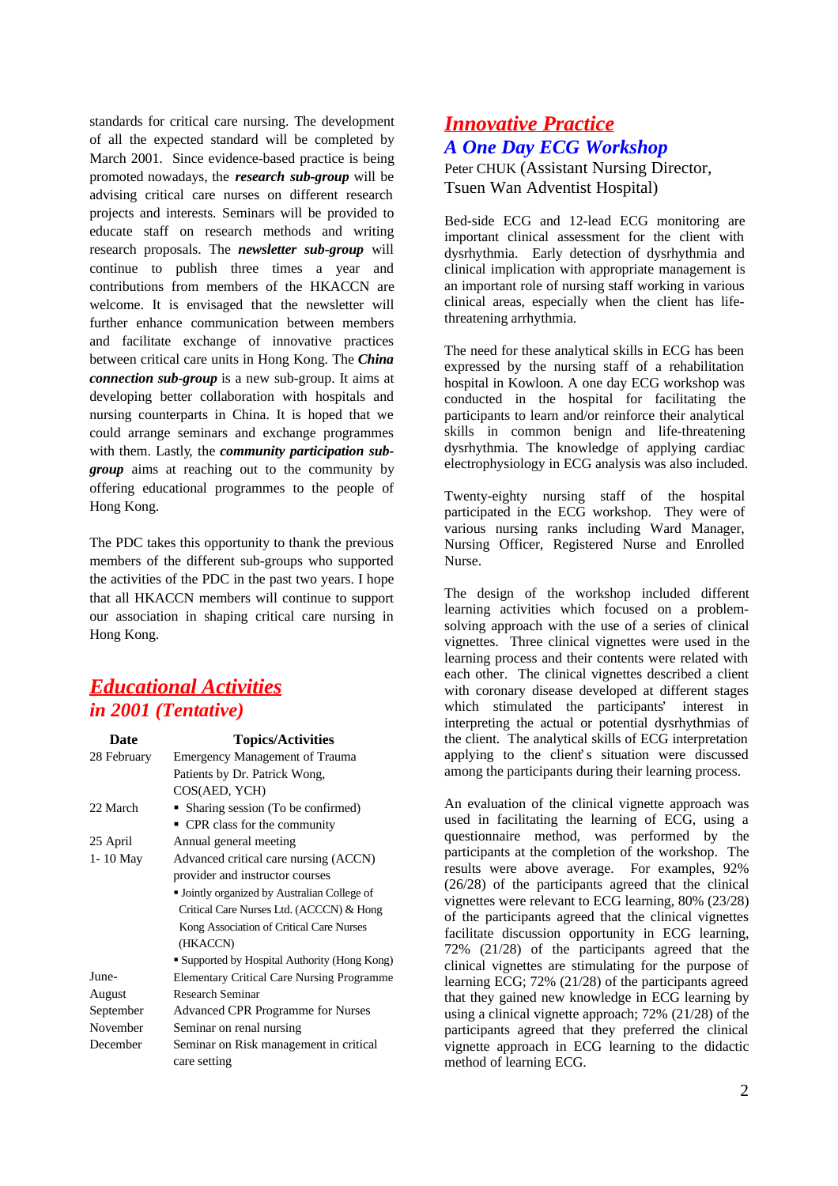standards for critical care nursing. The development of all the expected standard will be completed by March 2001. Since evidence-based practice is being promoted nowadays, the ***research sub-group*** will be advising critical care nurses on different research projects and interests. Seminars will be provided to educate staff on research methods and writing research proposals. The ***newsletter sub-group*** will continue to publish three times a year and contributions from members of the HKACCN are welcome. It is envisaged that the newsletter will further enhance communication between members and facilitate exchange of innovative practices between critical care units in Hong Kong. The ***China connection sub-group*** is a new sub-group. It aims at developing better collaboration with hospitals and nursing counterparts in China. It is hoped that we could arrange seminars and exchange programmes with them. Lastly, the ***community participation sub-group*** aims at reaching out to the community by offering educational programmes to the people of Hong Kong.

The PDC takes this opportunity to thank the previous members of the different sub-groups who supported the activities of the PDC in the past two years. I hope that all HKACCN members will continue to support our association in shaping critical care nursing in Hong Kong.

## *Educational Activities in 2001 (Tentative)*

| Date | Topics/Activities |
|---|---|
| 28 February | Emergency Management of Trauma Patients by Dr. Patrick Wong, COS(AED, YCH) |
| 22 March | ▪ Sharing session (To be confirmed)<br>▪ CPR class for the community |
| 25 April | Annual general meeting |
| 1- 10 May | Advanced critical care nursing (ACCN) provider and instructor courses<br>▪ Jointly organized by Australian College of Critical Care Nurses Ltd. (ACCCN) & Hong Kong Association of Critical Care Nurses (HKACCN)<br>▪ Supported by Hospital Authority (Hong Kong) |
| June- | Elementary Critical Care Nursing Programme |
| August | Research Seminar |
| September | Advanced CPR Programme for Nurses |
| November | Seminar on renal nursing |
| December | Seminar on Risk management in critical care setting |

## *Innovative Practice*
## *A One Day ECG Workshop*

Peter CHUK (Assistant Nursing Director, Tsuen Wan Adventist Hospital)

Bed-side ECG and 12-lead ECG monitoring are important clinical assessment for the client with dysrhythmia. Early detection of dysrhythmia and clinical implication with appropriate management is an important role of nursing staff working in various clinical areas, especially when the client has life-threatening arrhythmia.

The need for these analytical skills in ECG has been expressed by the nursing staff of a rehabilitation hospital in Kowloon. A one day ECG workshop was conducted in the hospital for facilitating the participants to learn and/or reinforce their analytical skills in common benign and life-threatening dysrhythmia. The knowledge of applying cardiac electrophysiology in ECG analysis was also included.

Twenty-eighty nursing staff of the hospital participated in the ECG workshop. They were of various nursing ranks including Ward Manager, Nursing Officer, Registered Nurse and Enrolled Nurse.

The design of the workshop included different learning activities which focused on a problem-solving approach with the use of a series of clinical vignettes. Three clinical vignettes were used in the learning process and their contents were related with each other. The clinical vignettes described a client with coronary disease developed at different stages which stimulated the participants' interest in interpreting the actual or potential dysrhythmias of the client. The analytical skills of ECG interpretation applying to the client's situation were discussed among the participants during their learning process.

An evaluation of the clinical vignette approach was used in facilitating the learning of ECG, using a questionnaire method, was performed by the participants at the completion of the workshop. The results were above average. For examples, 92% (26/28) of the participants agreed that the clinical vignettes were relevant to ECG learning, 80% (23/28) of the participants agreed that the clinical vignettes facilitate discussion opportunity in ECG learning, 72% (21/28) of the participants agreed that the clinical vignettes are stimulating for the purpose of learning ECG; 72% (21/28) of the participants agreed that they gained new knowledge in ECG learning by using a clinical vignette approach; 72% (21/28) of the participants agreed that they preferred the clinical vignette approach in ECG learning to the didactic method of learning ECG.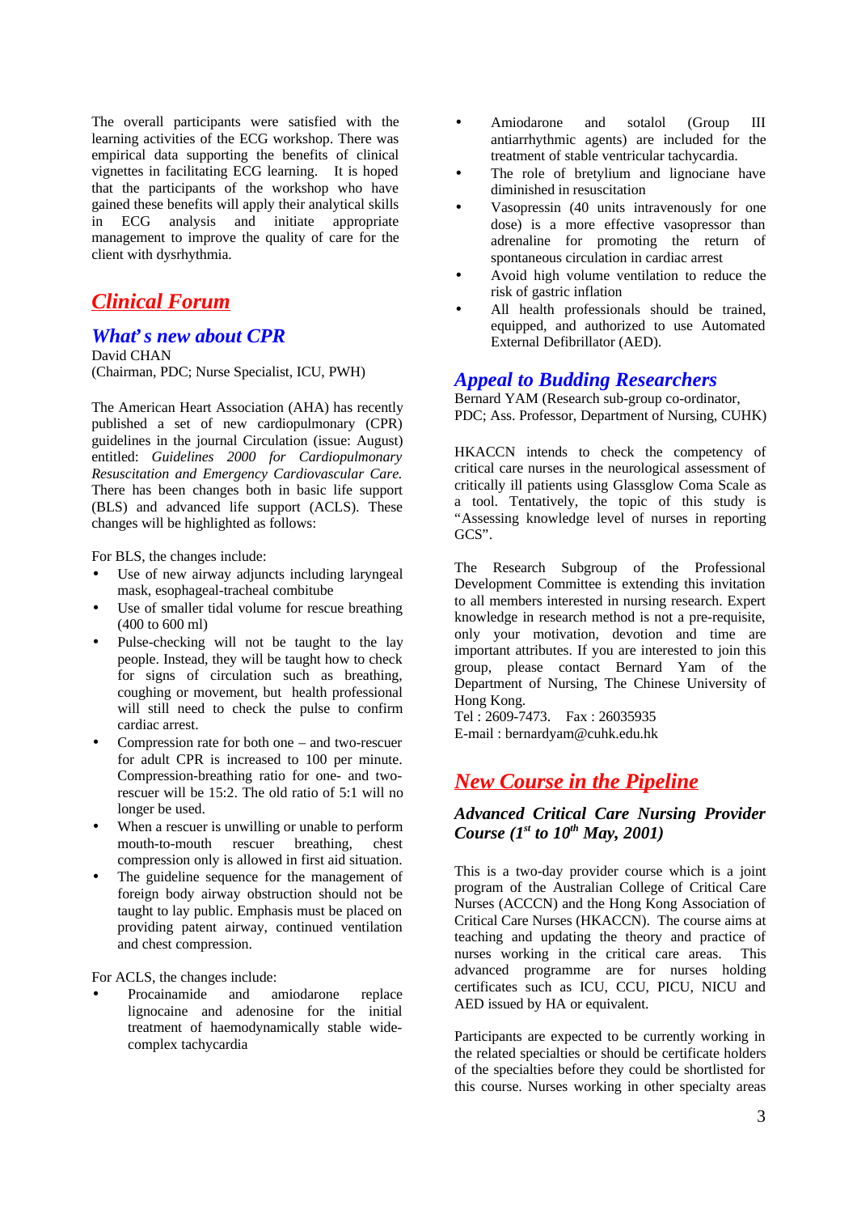The overall participants were satisfied with the learning activities of the ECG workshop. There was empirical data supporting the benefits of clinical vignettes in facilitating ECG learning. It is hoped that the participants of the workshop who have gained these benefits will apply their analytical skills in ECG analysis and initiate appropriate management to improve the quality of care for the client with dysrhythmia.

# Clinical Forum

## *What's new about CPR*

David CHAN
(Chairman, PDC; Nurse Specialist, ICU, PWH)

The American Heart Association (AHA) has recently published a set of new cardiopulmonary (CPR) guidelines in the journal Circulation (issue: August) entitled: *Guidelines 2000 for Cardiopulmonary Resuscitation and Emergency Cardiovascular Care.* There has been changes both in basic life support (BLS) and advanced life support (ACLS). These changes will be highlighted as follows:

For BLS, the changes include:

- Use of new airway adjuncts including laryngeal mask, esophageal-tracheal combitube
- Use of smaller tidal volume for rescue breathing (400 to 600 ml)
- Pulse-checking will not be taught to the lay people. Instead, they will be taught how to check for signs of circulation such as breathing, coughing or movement, but health professional will still need to check the pulse to confirm cardiac arrest.
- Compression rate for both one – and two-rescuer for adult CPR is increased to 100 per minute. Compression-breathing ratio for one- and two-rescuer will be 15:2. The old ratio of 5:1 will no longer be used.
- When a rescuer is unwilling or unable to perform mouth-to-mouth rescuer breathing, chest compression only is allowed in first aid situation.
- The guideline sequence for the management of foreign body airway obstruction should not be taught to lay public. Emphasis must be placed on providing patent airway, continued ventilation and chest compression.

For ACLS, the changes include:

- Procainamide and amiodarone replace lignocaine and adenosine for the initial treatment of haemodynamically stable wide-complex tachycardia
- Amiodarone and sotalol (Group III antiarrhythmic agents) are included for the treatment of stable ventricular tachycardia.
- The role of bretylium and lignociane have diminished in resuscitation
- Vasopressin (40 units intravenously for one dose) is a more effective vasopressor than adrenaline for promoting the return of spontaneous circulation in cardiac arrest
- Avoid high volume ventilation to reduce the risk of gastric inflation
- All health professionals should be trained, equipped, and authorized to use Automated External Defibrillator (AED).

## *Appeal to Budding Researchers*

Bernard YAM (Research sub-group co-ordinator, PDC; Ass. Professor, Department of Nursing, CUHK)

HKACCN intends to check the competency of critical care nurses in the neurological assessment of critically ill patients using Glassglow Coma Scale as a tool. Tentatively, the topic of this study is "Assessing knowledge level of nurses in reporting GCS".

The Research Subgroup of the Professional Development Committee is extending this invitation to all members interested in nursing research. Expert knowledge in research method is not a pre-requisite, only your motivation, devotion and time are important attributes. If you are interested to join this group, please contact Bernard Yam of the Department of Nursing, The Chinese University of Hong Kong.
Tel : 2609-7473. Fax : 26035935
E-mail : bernardyam@cuhk.edu.hk

# New Course in the Pipeline

### ***Advanced Critical Care Nursing Provider Course (1st to 10th May, 2001)***

This is a two-day provider course which is a joint program of the Australian College of Critical Care Nurses (ACCCN) and the Hong Kong Association of Critical Care Nurses (HKACCN). The course aims at teaching and updating the theory and practice of nurses working in the critical care areas. This advanced programme are for nurses holding certificates such as ICU, CCU, PICU, NICU and AED issued by HA or equivalent.

Participants are expected to be currently working in the related specialties or should be certificate holders of the specialties before they could be shortlisted for this course. Nurses working in other specialty areas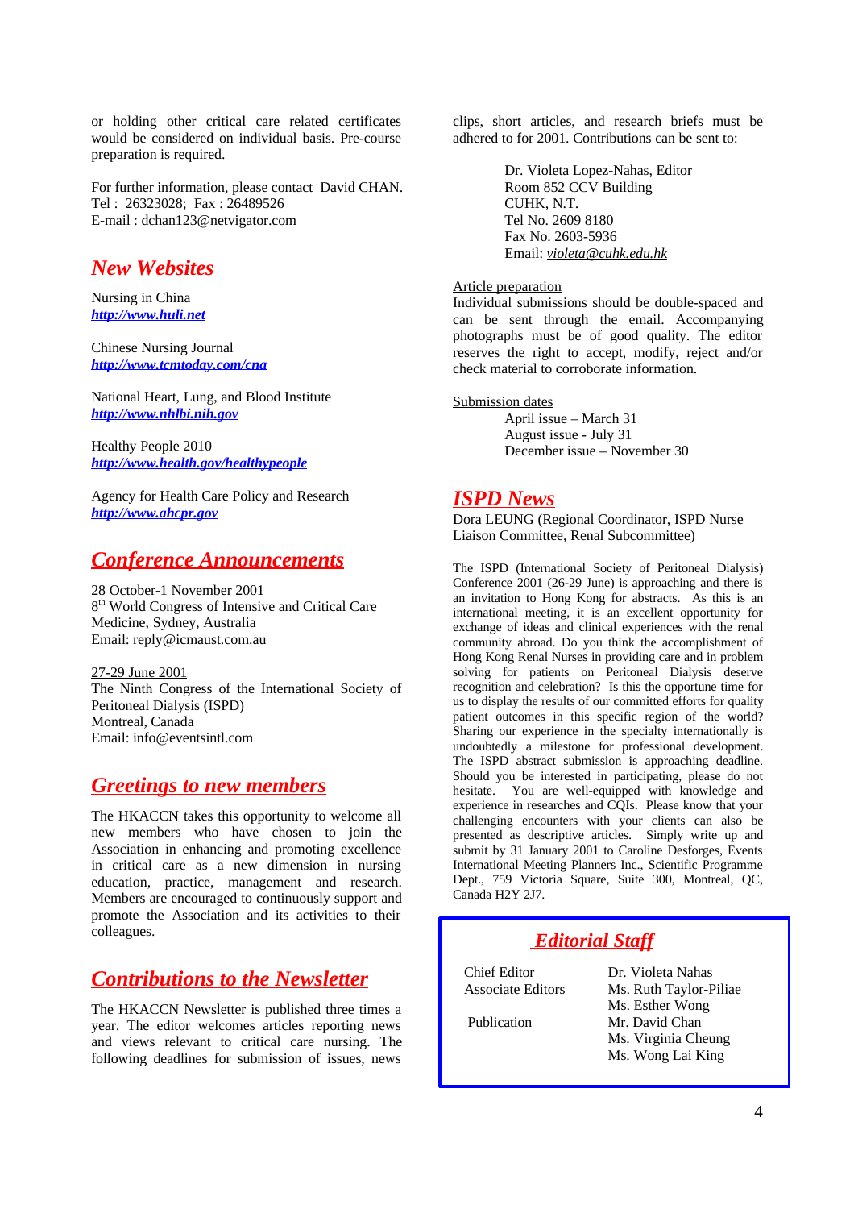or holding other critical care related certificates would be considered on individual basis. Pre-course preparation is required.

For further information, please contact David CHAN.
Tel : 26323028; Fax : 26489526
E-mail : dchan123@netvigator.com

## New Websites

Nursing in China
**http://www.huli.net**

Chinese Nursing Journal
**http://www.tcmtoday.com/cna**

National Heart, Lung, and Blood Institute
**http://www.nhlbi.nih.gov**

Healthy People 2010
**http://www.health.gov/healthypeople**

Agency for Health Care Policy and Research
**http://www.ahcpr.gov**

## Conference Announcements

28 October-1 November 2001
8th World Congress of Intensive and Critical Care Medicine, Sydney, Australia
Email: reply@icmaust.com.au

27-29 June 2001
The Ninth Congress of the International Society of Peritoneal Dialysis (ISPD)
Montreal, Canada
Email: info@eventsintl.com

## Greetings to new members

The HKACCN takes this opportunity to welcome all new members who have chosen to join the Association in enhancing and promoting excellence in critical care as a new dimension in nursing education, practice, management and research. Members are encouraged to continuously support and promote the Association and its activities to their colleagues.

## Contributions to the Newsletter

The HKACCN Newsletter is published three times a year. The editor welcomes articles reporting news and views relevant to critical care nursing. The following deadlines for submission of issues, news clips, short articles, and research briefs must be adhered to for 2001. Contributions can be sent to:

Dr. Violeta Lopez-Nahas, Editor
Room 852 CCV Building
CUHK, N.T.
Tel No. 2609 8180
Fax No. 2603-5936
Email: *violeta@cuhk.edu.hk*

Article preparation
Individual submissions should be double-spaced and can be sent through the email. Accompanying photographs must be of good quality. The editor reserves the right to accept, modify, reject and/or check material to corroborate information.

Submission dates
April issue – March 31
August issue - July 31
December issue – November 30

## ISPD News

Dora LEUNG (Regional Coordinator, ISPD Nurse Liaison Committee, Renal Subcommittee)

The ISPD (International Society of Peritoneal Dialysis) Conference 2001 (26-29 June) is approaching and there is an invitation to Hong Kong for abstracts. As this is an international meeting, it is an excellent opportunity for exchange of ideas and clinical experiences with the renal community abroad. Do you think the accomplishment of Hong Kong Renal Nurses in providing care and in problem solving for patients on Peritoneal Dialysis deserve recognition and celebration? Is this the opportune time for us to display the results of our committed efforts for quality patient outcomes in this specific region of the world? Sharing our experience in the specialty internationally is undoubtedly a milestone for professional development. The ISPD abstract submission is approaching deadline. Should you be interested in participating, please do not hesitate. You are well-equipped with knowledge and experience in researches and CQIs. Please know that your challenging encounters with your clients can also be presented as descriptive articles. Simply write up and submit by 31 January 2001 to Caroline Desforges, Events International Meeting Planners Inc., Scientific Programme Dept., 759 Victoria Square, Suite 300, Montreal, QC, Canada H2Y 2J7.

## Editorial Staff

| | |
|---|---|
| Chief Editor | Dr. Violeta Nahas |
| Associate Editors | Ms. Ruth Taylor-Piliae |
| | Ms. Esther Wong |
| Publication | Mr. David Chan |
| | Ms. Virginia Cheung |
| | Ms. Wong Lai King |